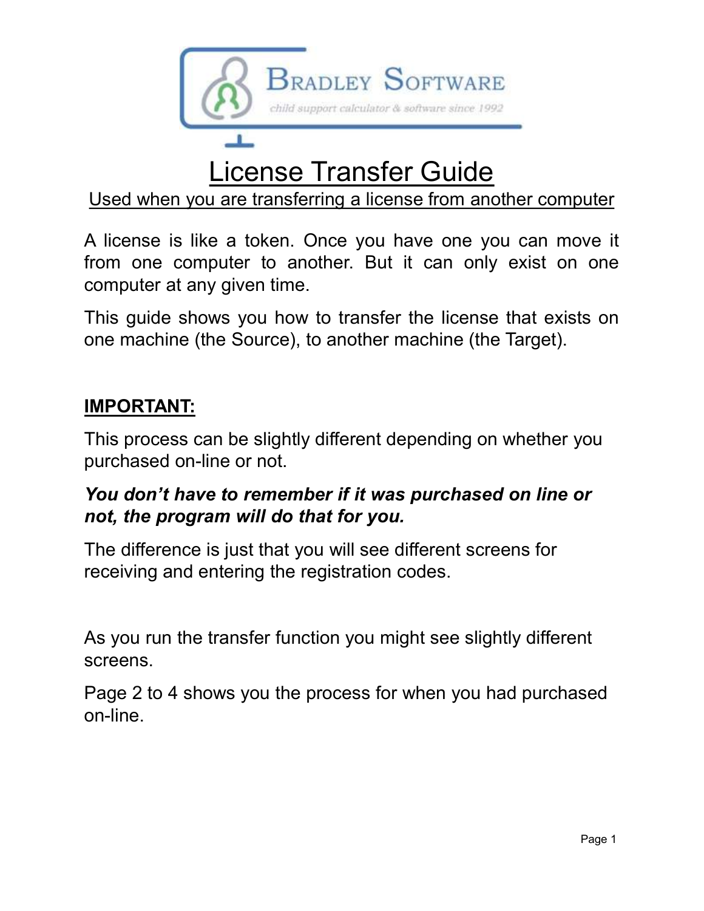Bradley Software

child support calculator & software since 1992

# License Transfer Guide

Used when you are transferring a license from another computer

A license is like a token. Once you have one you can move it from one computer to another. But it can only exist on one computer at any given time.

This guide shows you how to transfer the license that exists on one machine (the Source), to another machine (the Target).

**IMPORTANT:**

This process can be slightly different depending on whether you purchased on-line or not.

***You don't have to remember if it was purchased on line or not, the program will do that for you.***

The difference is just that you will see different screens for receiving and entering the registration codes.

As you run the transfer function you might see slightly different screens.

Page 2 to 4 shows you the process for when you had purchased on-line.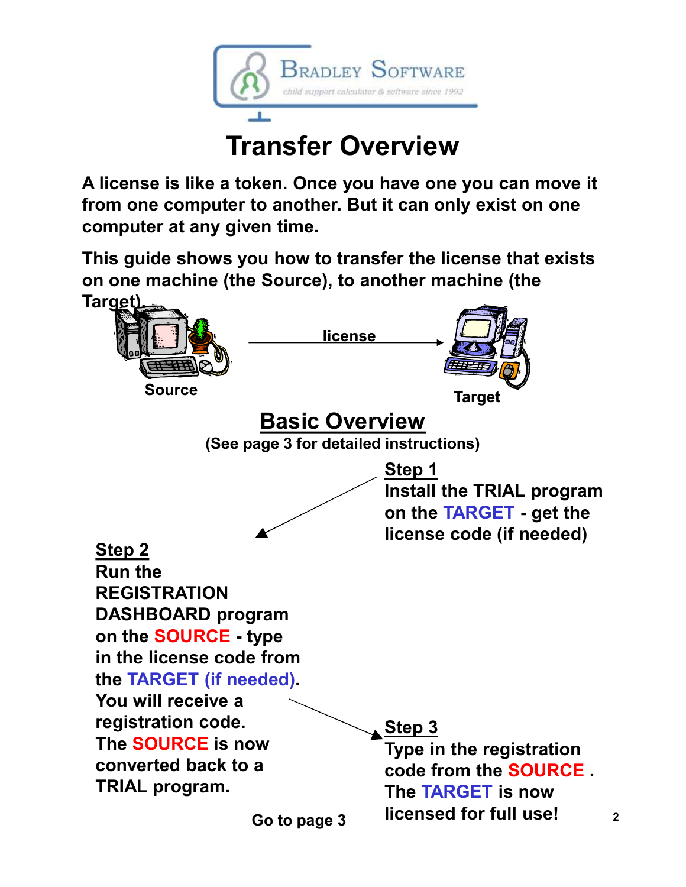# Transfer Overview

**A license is like a token. Once you have one you can move it from one computer to another. But it can only exist on one computer at any given time.**

**This guide shows you how to transfer the license that exists on one machine (the Source), to another machine (the Target).**

Source → license → Target

## Basic Overview

**(See page 3 for detailed instructions)**

**Step 1**
**Install the TRIAL program on the TARGET - get the license code (if needed)**

**Step 2**
**Run the REGISTRATION DASHBOARD program on the SOURCE - type in the license code from the TARGET (if needed). You will receive a registration code. The SOURCE is now converted back to a TRIAL program.**

**Step 3**
**Type in the registration code from the SOURCE . The TARGET is now licensed for full use!**

**Go to page 3**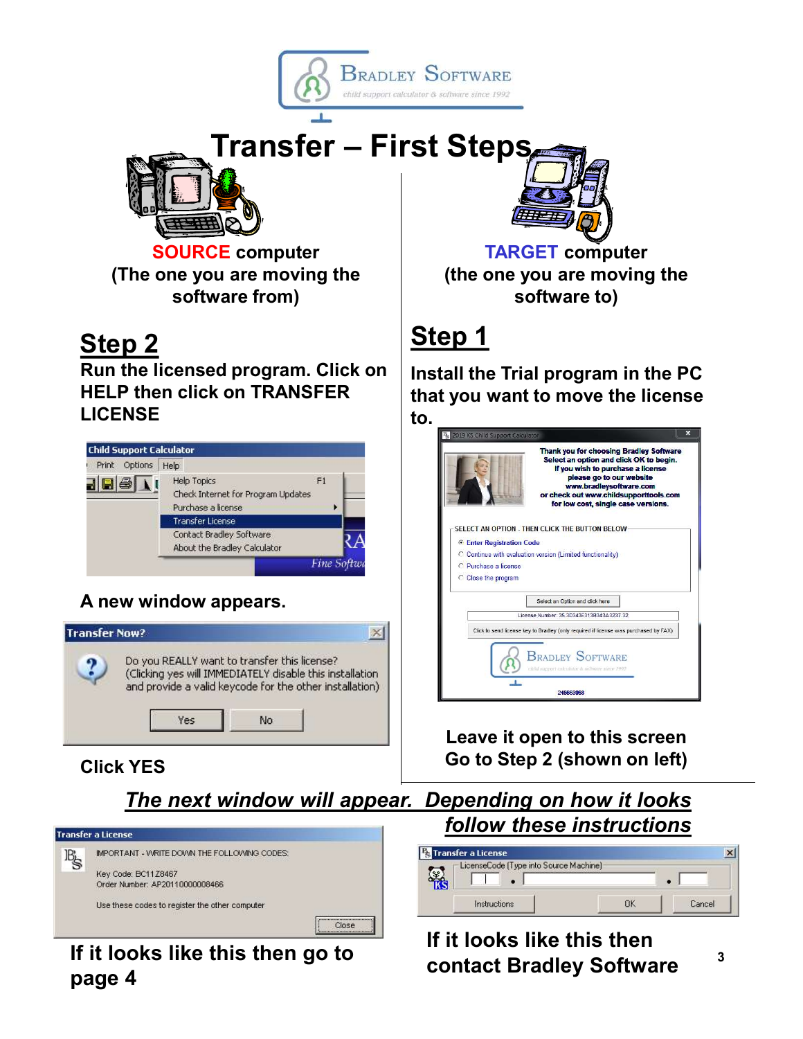# Transfer – First Steps

**SOURCE computer**
**(The one you are moving the software from)**

## Step 2

**Run the licensed program. Click on HELP then click on TRANSFER LICENSE**

Child Support Calculator

Print Options Help

Help Topics F1
Check Internet for Program Updates
Purchase a license
Transfer License
Contact Bradley Software
About the Bradley Calculator

**A new window appears.**

Transfer Now?

Do you REALLY want to transfer this license?
(Clicking yes will IMMEDIATELY disable this installation and provide a valid keycode for the other installation)

Yes No

**Click YES**

**TARGET computer**
**(the one you are moving the software to)**

## Step 1

**Install the Trial program in the PC that you want to move the license to.**

2019 KS Child Support Calculator

Thank you for choosing Bradley Software
Select an option and click OK to begin.
If you wish to purchase a license
please go to our website
www.bradleysoftware.com
or check out www.childsupporttools.com
for low cost, single case versions.

SELECT AN OPTION - THEN CLICK THE BUTTON BELOW

- Enter Registration Code
- Continue with evaluation version (Limited functionality)
- Purchase a license
- Close the program

Select an Option and click here

License Number: 35.3D343E313B343A.3237.32

Click to send license key to Bradley (only required if license was purchased by FAX)

245663068

**Leave it open to this screen**
**Go to Step 2 (shown on left)**

***The next window will appear. Depending on how it looks follow these instructions***

Transfer a License

IMPORTANT - WRITE DOWN THE FOLLOWING CODES:

Key Code: BC11Z8467
Order Number: AP201100000008466

Use these codes to register the other computer

Close

**If it looks like this then go to page 4**

Transfer a License

LicenseCode (Type into Source Machine)

Instructions OK Cancel

**If it looks like this then contact Bradley Software**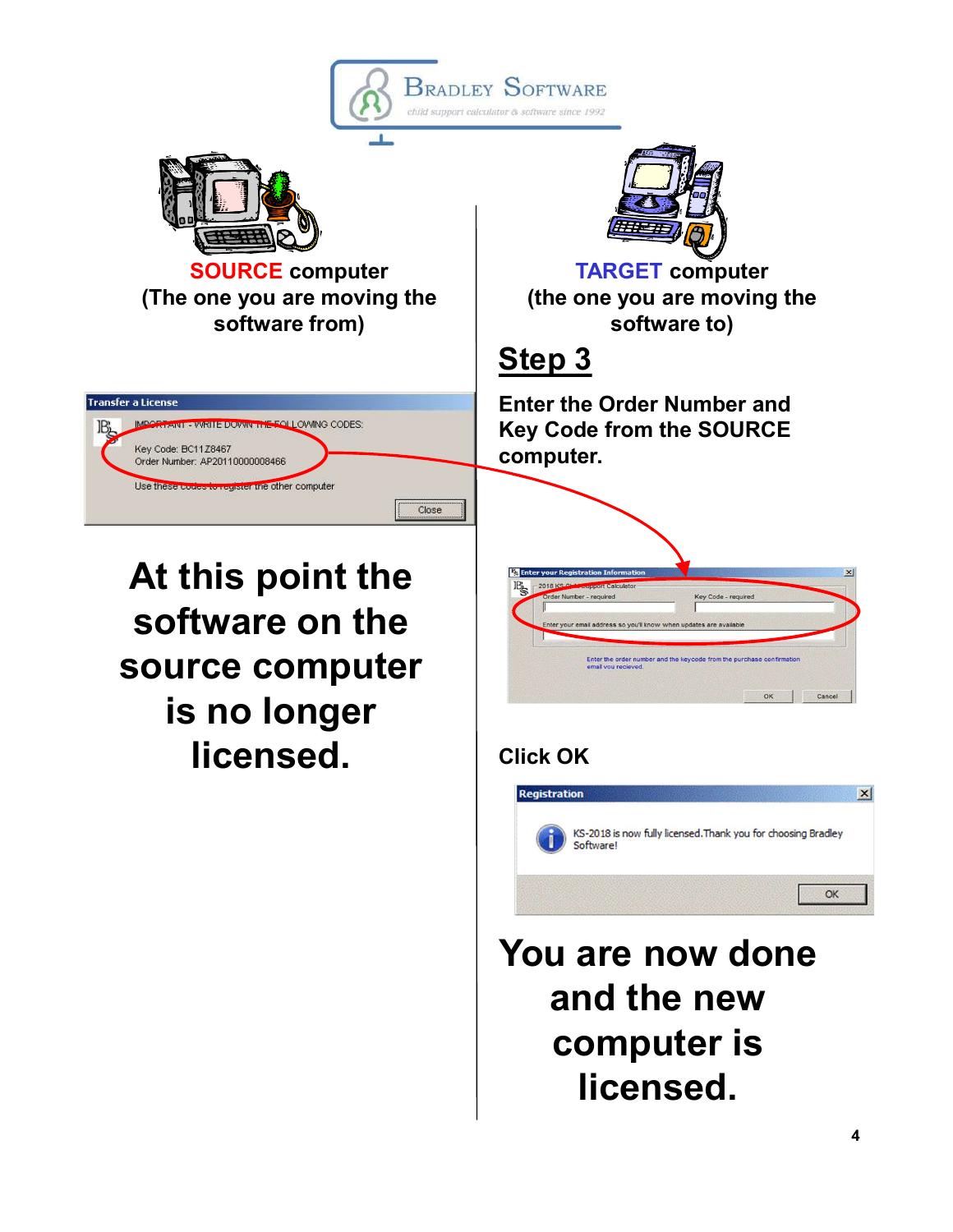**SOURCE computer**
(The one you are moving the software from)

**TARGET computer**
(the one you are moving the software to)

## Step 3

**Enter the Order Number and Key Code from the SOURCE computer.**

Transfer a License

IMPORTANT - WRITE DOWN THE FOLLOWING CODES:

Key Code: BC11Z8467
Order Number: AP201100000008466

Use these codes to register the other computer

Close

# At this point the software on the source computer is no longer licensed.

**Click OK**

Registration

KS-2018 is now fully licensed.Thank you for choosing Bradley Software!

OK

# You are now done and the new computer is licensed.